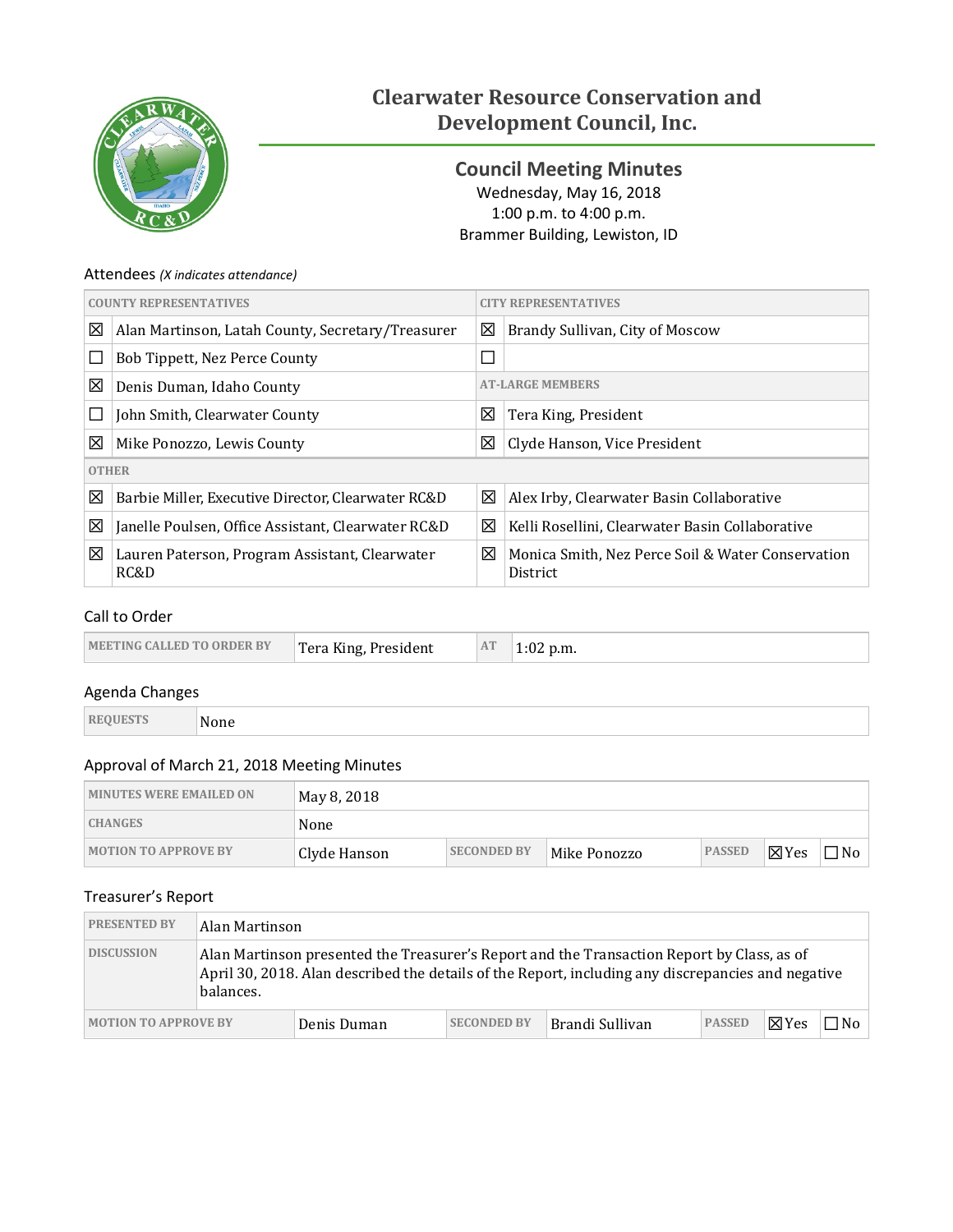# Clearwater Resource Conservation and Development Council, Inc.

## Council Meeting Minutes

Wednesday, May 16, 2018
1:00 p.m. to 4:00 p.m.
Brammer Building, Lewiston, ID

### Attendees *(X indicates attendance)*

| | COUNTY REPRESENTATIVES | | CITY REPRESENTATIVES |
|---|---|---|---|
| ☒ | Alan Martinson, Latah County, Secretary/Treasurer | ☒ | Brandy Sullivan, City of Moscow |
| ☐ | Bob Tippett, Nez Perce County | ☐ | |
| ☒ | Denis Duman, Idaho County | | AT-LARGE MEMBERS |
| ☐ | John Smith, Clearwater County | ☒ | Tera King, President |
| ☒ | Mike Ponozzo, Lewis County | ☒ | Clyde Hanson, Vice President |
| | OTHER | | |
| ☒ | Barbie Miller, Executive Director, Clearwater RC&D | ☒ | Alex Irby, Clearwater Basin Collaborative |
| ☒ | Janelle Poulsen, Office Assistant, Clearwater RC&D | ☒ | Kelli Rosellini, Clearwater Basin Collaborative |
| ☒ | Lauren Paterson, Program Assistant, Clearwater RC&D | ☒ | Monica Smith, Nez Perce Soil & Water Conservation District |

### Call to Order

| MEETING CALLED TO ORDER BY | Tera King, President | AT | 1:02 p.m. |
|---|---|---|---|

### Agenda Changes

| REQUESTS | None |
|---|---|

### Approval of March 21, 2018 Meeting Minutes

| MINUTES WERE EMAILED ON | May 8, 2018 | | | | | |
|---|---|---|---|---|---|---|
| CHANGES | None | | | | | |
| MOTION TO APPROVE BY | Clyde Hanson | SECONDED BY | Mike Ponozzo | PASSED | ☒Yes | ☐No |

### Treasurer's Report

| PRESENTED BY | Alan Martinson | | | | | |
|---|---|---|---|---|---|---|
| DISCUSSION | Alan Martinson presented the Treasurer's Report and the Transaction Report by Class, as of April 30, 2018. Alan described the details of the Report, including any discrepancies and negative balances. | | | | | |
| MOTION TO APPROVE BY | Denis Duman | SECONDED BY | Brandi Sullivan | PASSED | ☒Yes | ☐No |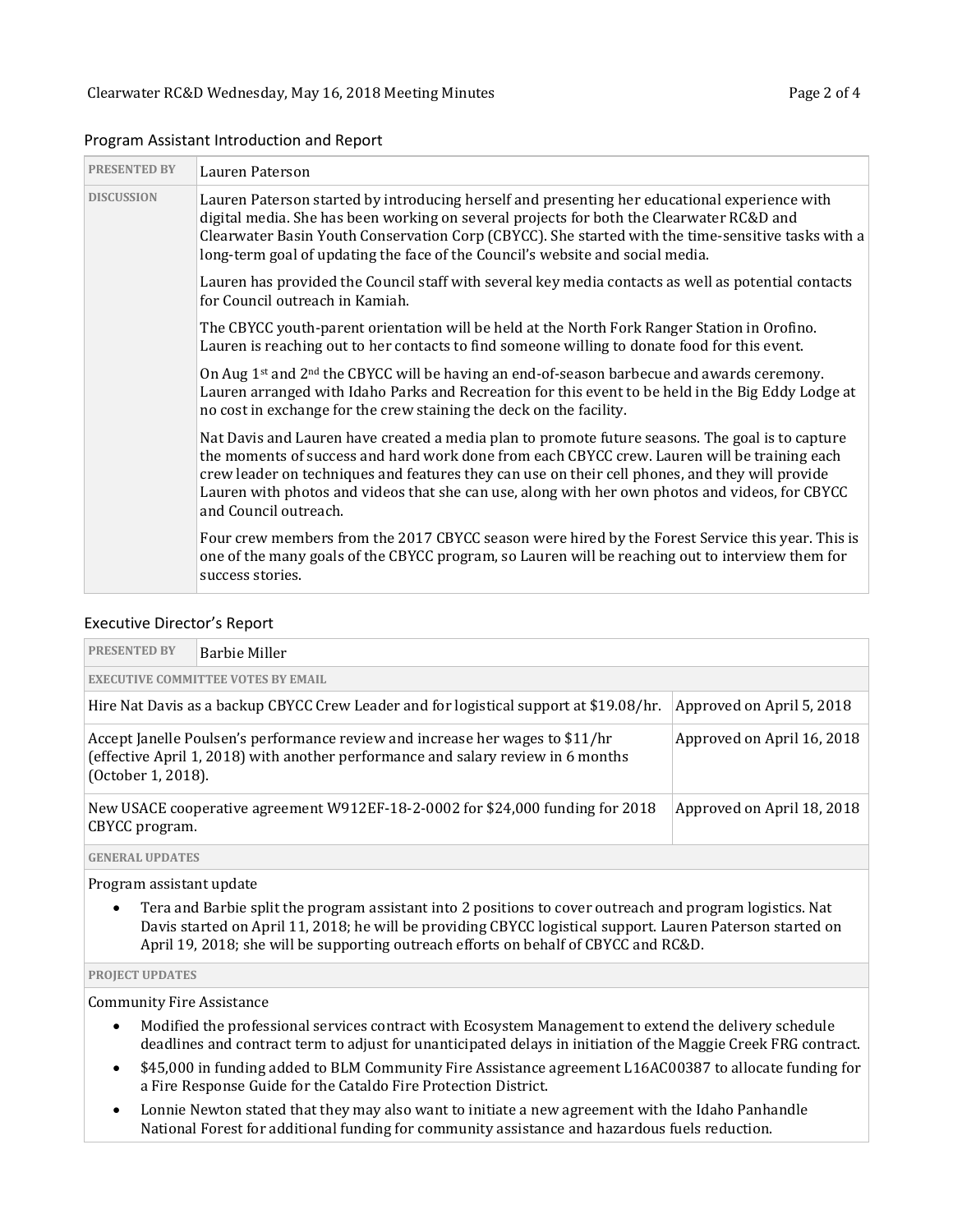## Program Assistant Introduction and Report

| | |
|---|---|
| **PRESENTED BY** | Lauren Paterson |
| **DISCUSSION** | Lauren Paterson started by introducing herself and presenting her educational experience with digital media. She has been working on several projects for both the Clearwater RC&D and Clearwater Basin Youth Conservation Corp (CBYCC). She started with the time-sensitive tasks with a long-term goal of updating the face of the Council's website and social media.<br><br>Lauren has provided the Council staff with several key media contacts as well as potential contacts for Council outreach in Kamiah.<br><br>The CBYCC youth-parent orientation will be held at the North Fork Ranger Station in Orofino. Lauren is reaching out to her contacts to find someone willing to donate food for this event.<br><br>On Aug 1st and 2nd the CBYCC will be having an end-of-season barbecue and awards ceremony. Lauren arranged with Idaho Parks and Recreation for this event to be held in the Big Eddy Lodge at no cost in exchange for the crew staining the deck on the facility.<br><br>Nat Davis and Lauren have created a media plan to promote future seasons. The goal is to capture the moments of success and hard work done from each CBYCC crew. Lauren will be training each crew leader on techniques and features they can use on their cell phones, and they will provide Lauren with photos and videos that she can use, along with her own photos and videos, for CBYCC and Council outreach.<br><br>Four crew members from the 2017 CBYCC season were hired by the Forest Service this year. This is one of the many goals of the CBYCC program, so Lauren will be reaching out to interview them for success stories. |

## Executive Director's Report

| | |
|---|---|
| **PRESENTED BY** | Barbie Miller |
| **EXECUTIVE COMMITTEE VOTES BY EMAIL** | |
| Hire Nat Davis as a backup CBYCC Crew Leader and for logistical support at $19.08/hr. | Approved on April 5, 2018 |
| Accept Janelle Poulsen's performance review and increase her wages to $11/hr (effective April 1, 2018) with another performance and salary review in 6 months (October 1, 2018). | Approved on April 16, 2018 |
| New USACE cooperative agreement W912EF-18-2-0002 for $24,000 funding for 2018 CBYCC program. | Approved on April 18, 2018 |

**GENERAL UPDATES**

Program assistant update

- Tera and Barbie split the program assistant into 2 positions to cover outreach and program logistics. Nat Davis started on April 11, 2018; he will be providing CBYCC logistical support. Lauren Paterson started on April 19, 2018; she will be supporting outreach efforts on behalf of CBYCC and RC&D.

**PROJECT UPDATES**

Community Fire Assistance

- Modified the professional services contract with Ecosystem Management to extend the delivery schedule deadlines and contract term to adjust for unanticipated delays in initiation of the Maggie Creek FRG contract.
- $45,000 in funding added to BLM Community Fire Assistance agreement L16AC00387 to allocate funding for a Fire Response Guide for the Cataldo Fire Protection District.
- Lonnie Newton stated that they may also want to initiate a new agreement with the Idaho Panhandle National Forest for additional funding for community assistance and hazardous fuels reduction.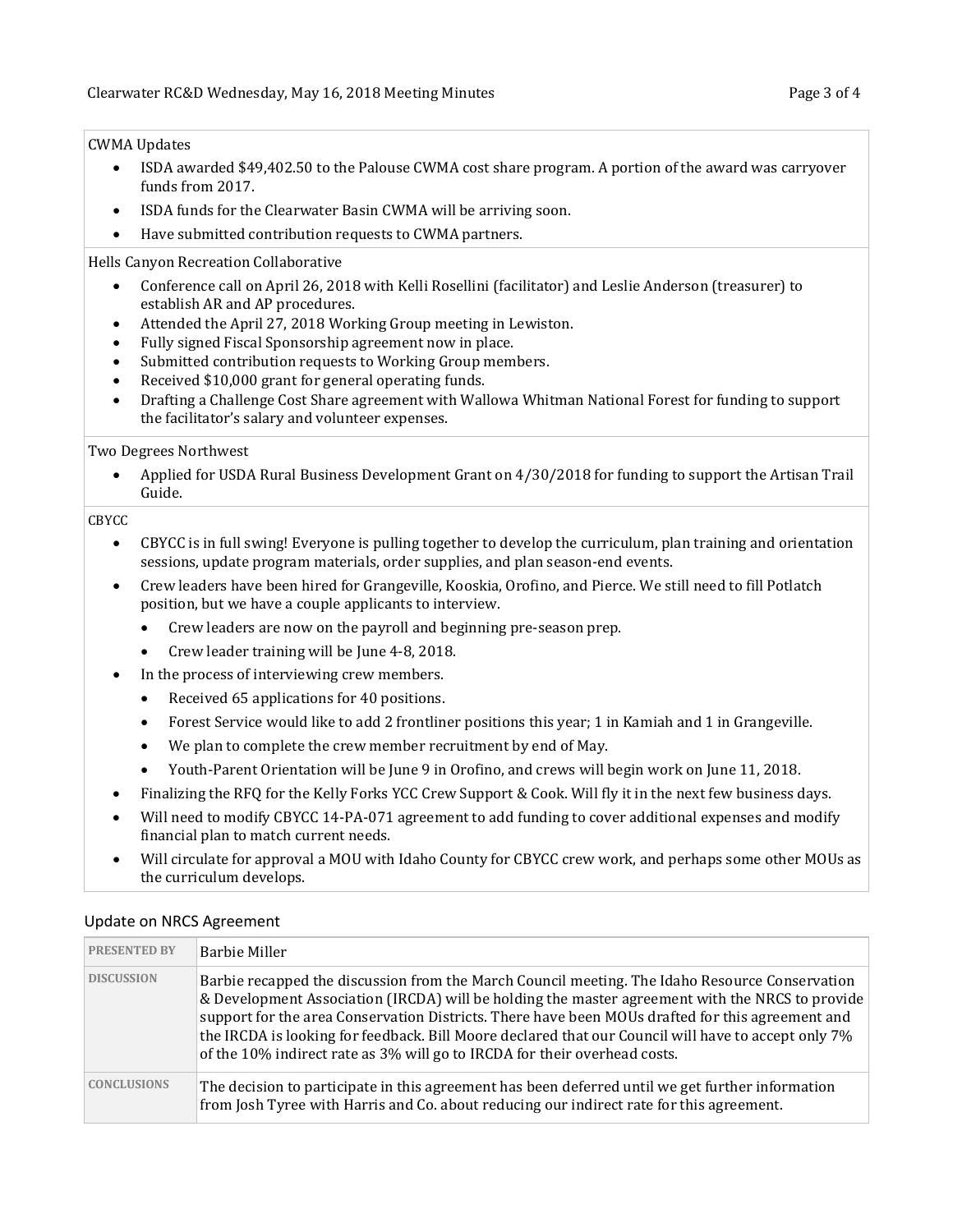CWMA Updates

- ISDA awarded $49,402.50 to the Palouse CWMA cost share program. A portion of the award was carryover funds from 2017.
- ISDA funds for the Clearwater Basin CWMA will be arriving soon.
- Have submitted contribution requests to CWMA partners.

Hells Canyon Recreation Collaborative

- Conference call on April 26, 2018 with Kelli Rosellini (facilitator) and Leslie Anderson (treasurer) to establish AR and AP procedures.
- Attended the April 27, 2018 Working Group meeting in Lewiston.
- Fully signed Fiscal Sponsorship agreement now in place.
- Submitted contribution requests to Working Group members.
- Received $10,000 grant for general operating funds.
- Drafting a Challenge Cost Share agreement with Wallowa Whitman National Forest for funding to support the facilitator's salary and volunteer expenses.

Two Degrees Northwest

- Applied for USDA Rural Business Development Grant on 4/30/2018 for funding to support the Artisan Trail Guide.

CBYCC

- CBYCC is in full swing! Everyone is pulling together to develop the curriculum, plan training and orientation sessions, update program materials, order supplies, and plan season-end events.
- Crew leaders have been hired for Grangeville, Kooskia, Orofino, and Pierce. We still need to fill Potlatch position, but we have a couple applicants to interview.
  - Crew leaders are now on the payroll and beginning pre-season prep.
  - Crew leader training will be June 4-8, 2018.
- In the process of interviewing crew members.
  - Received 65 applications for 40 positions.
  - Forest Service would like to add 2 frontliner positions this year; 1 in Kamiah and 1 in Grangeville.
  - We plan to complete the crew member recruitment by end of May.
  - Youth-Parent Orientation will be June 9 in Orofino, and crews will begin work on June 11, 2018.
- Finalizing the RFQ for the Kelly Forks YCC Crew Support & Cook. Will fly it in the next few business days.
- Will need to modify CBYCC 14-PA-071 agreement to add funding to cover additional expenses and modify financial plan to match current needs.
- Will circulate for approval a MOU with Idaho County for CBYCC crew work, and perhaps some other MOUs as the curriculum develops.

## Update on NRCS Agreement

| PRESENTED BY | Barbie Miller |
|---|---|
| DISCUSSION | Barbie recapped the discussion from the March Council meeting. The Idaho Resource Conservation & Development Association (IRCDA) will be holding the master agreement with the NRCS to provide support for the area Conservation Districts. There have been MOUs drafted for this agreement and the IRCDA is looking for feedback. Bill Moore declared that our Council will have to accept only 7% of the 10% indirect rate as 3% will go to IRCDA for their overhead costs. |
| CONCLUSIONS | The decision to participate in this agreement has been deferred until we get further information from Josh Tyree with Harris and Co. about reducing our indirect rate for this agreement. |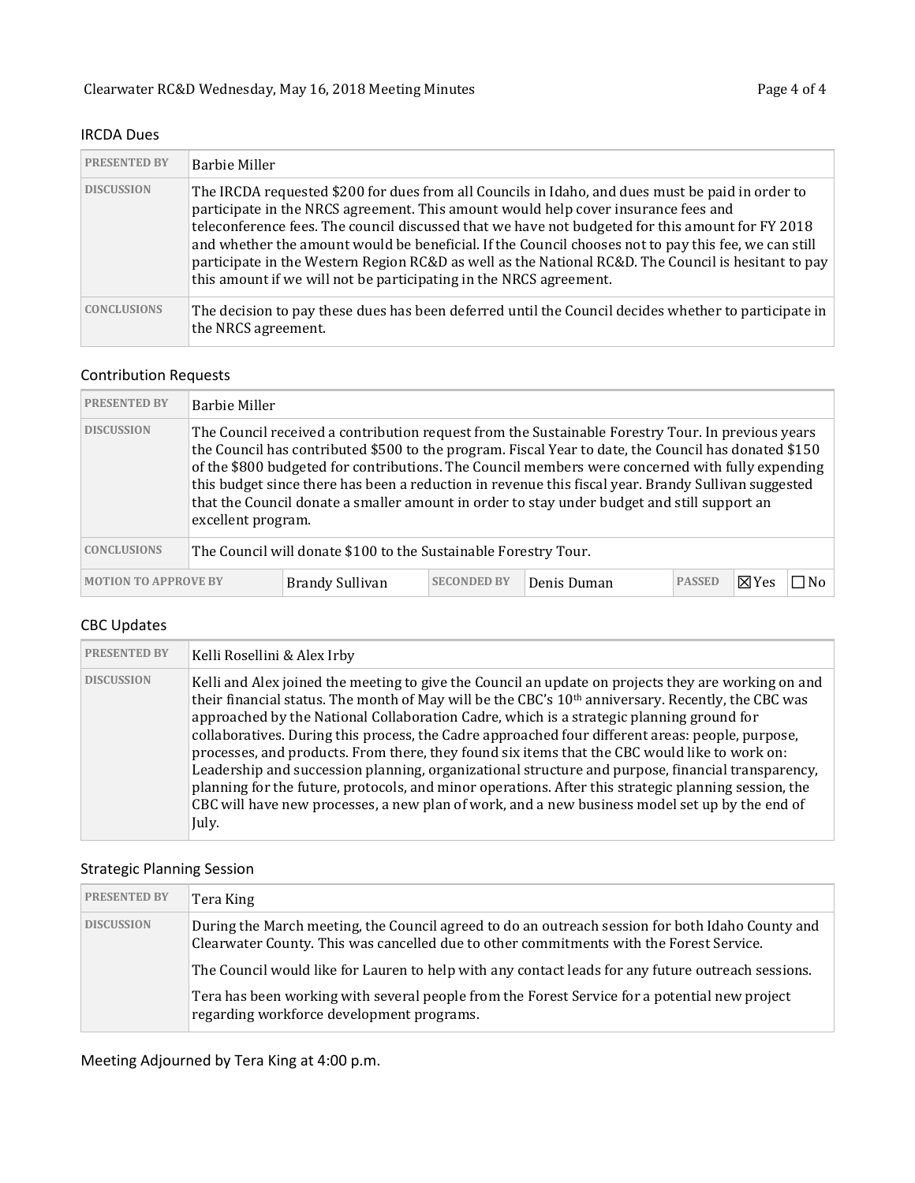## IRCDA Dues

| | |
|---|---|
| **PRESENTED BY** | Barbie Miller |
| **DISCUSSION** | The IRCDA requested $200 for dues from all Councils in Idaho, and dues must be paid in order to participate in the NRCS agreement. This amount would help cover insurance fees and teleconference fees. The council discussed that we have not budgeted for this amount for FY 2018 and whether the amount would be beneficial. If the Council chooses not to pay this fee, we can still participate in the Western Region RC&D as well as the National RC&D. The Council is hesitant to pay this amount if we will not be participating in the NRCS agreement. |
| **CONCLUSIONS** | The decision to pay these dues has been deferred until the Council decides whether to participate in the NRCS agreement. |

## Contribution Requests

| | | | | | | |
|---|---|---|---|---|---|---|
| **PRESENTED BY** | Barbie Miller | | | | | |
| **DISCUSSION** | The Council received a contribution request from the Sustainable Forestry Tour. In previous years the Council has contributed $500 to the program. Fiscal Year to date, the Council has donated $150 of the $800 budgeted for contributions. The Council members were concerned with fully expending this budget since there has been a reduction in revenue this fiscal year. Brandy Sullivan suggested that the Council donate a smaller amount in order to stay under budget and still support an excellent program. | | | | | |
| **CONCLUSIONS** | The Council will donate $100 to the Sustainable Forestry Tour. | | | | | |
| **MOTION TO APPROVE BY** | Brandy Sullivan | **SECONDED BY** | Denis Duman | **PASSED** | ☒ Yes | ☐ No |

## CBC Updates

| | |
|---|---|
| **PRESENTED BY** | Kelli Rosellini & Alex Irby |
| **DISCUSSION** | Kelli and Alex joined the meeting to give the Council an update on projects they are working on and their financial status. The month of May will be the CBC's 10th anniversary. Recently, the CBC was approached by the National Collaboration Cadre, which is a strategic planning ground for collaboratives. During this process, the Cadre approached four different areas: people, purpose, processes, and products. From there, they found six items that the CBC would like to work on: Leadership and succession planning, organizational structure and purpose, financial transparency, planning for the future, protocols, and minor operations. After this strategic planning session, the CBC will have new processes, a new plan of work, and a new business model set up by the end of July. |

## Strategic Planning Session

| | |
|---|---|
| **PRESENTED BY** | Tera King |
| **DISCUSSION** | During the March meeting, the Council agreed to do an outreach session for both Idaho County and Clearwater County. This was cancelled due to other commitments with the Forest Service.<br><br>The Council would like for Lauren to help with any contact leads for any future outreach sessions.<br><br>Tera has been working with several people from the Forest Service for a potential new project regarding workforce development programs. |

Meeting Adjourned by Tera King at 4:00 p.m.